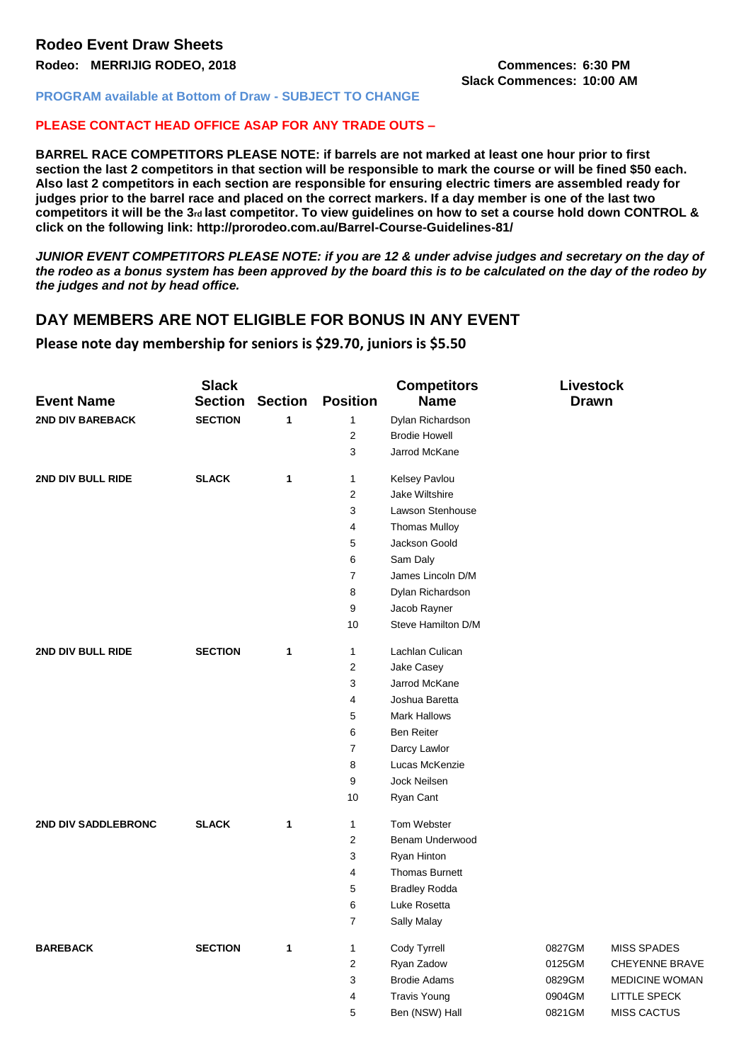## Rodeo Event Draw Sheets

**Rodeo: MERRIJIG RODEO, 2018**

**Commences: 6:30 PM**
**Slack Commences: 10:00 AM**

**PROGRAM available at Bottom of Draw - SUBJECT TO CHANGE**

**PLEASE CONTACT HEAD OFFICE ASAP FOR ANY TRADE OUTS –**

**BARREL RACE COMPETITORS PLEASE NOTE: if barrels are not marked at least one hour prior to first section the last 2 competitors in that section will be responsible to mark the course or will be fined $50 each. Also last 2 competitors in each section are responsible for ensuring electric timers are assembled ready for judges prior to the barrel race and placed on the correct markers. If a day member is one of the last two competitors it will be the 3rd last competitor. To view guidelines on how to set a course hold down CONTROL & click on the following link: http://prorodeo.com.au/Barrel-Course-Guidelines-81/**

***JUNIOR EVENT COMPETITORS PLEASE NOTE: if you are 12 & under advise judges and secretary on the day of the rodeo as a bonus system has been approved by the board this is to be calculated on the day of the rodeo by the judges and not by head office.***

## DAY MEMBERS ARE NOT ELIGIBLE FOR BONUS IN ANY EVENT

**Please note day membership for seniors is $29.70, juniors is $5.50**

| Event Name | Slack Section | Section | Position | Competitors Name | Livestock Drawn | |
|---|---|---|---|---|---|---|
| **2ND DIV BAREBACK** | **SECTION** | **1** | 1 | Dylan Richardson | | |
| | | | 2 | Brodie Howell | | |
| | | | 3 | Jarrod McKane | | |
| **2ND DIV BULL RIDE** | **SLACK** | **1** | 1 | Kelsey Pavlou | | |
| | | | 2 | Jake Wiltshire | | |
| | | | 3 | Lawson Stenhouse | | |
| | | | 4 | Thomas Mulloy | | |
| | | | 5 | Jackson Goold | | |
| | | | 6 | Sam Daly | | |
| | | | 7 | James Lincoln D/M | | |
| | | | 8 | Dylan Richardson | | |
| | | | 9 | Jacob Rayner | | |
| | | | 10 | Steve Hamilton D/M | | |
| **2ND DIV BULL RIDE** | **SECTION** | **1** | 1 | Lachlan Culican | | |
| | | | 2 | Jake Casey | | |
| | | | 3 | Jarrod McKane | | |
| | | | 4 | Joshua Baretta | | |
| | | | 5 | Mark Hallows | | |
| | | | 6 | Ben Reiter | | |
| | | | 7 | Darcy Lawlor | | |
| | | | 8 | Lucas McKenzie | | |
| | | | 9 | Jock Neilsen | | |
| | | | 10 | Ryan Cant | | |
| **2ND DIV SADDLEBRONC** | **SLACK** | **1** | 1 | Tom Webster | | |
| | | | 2 | Benam Underwood | | |
| | | | 3 | Ryan Hinton | | |
| | | | 4 | Thomas Burnett | | |
| | | | 5 | Bradley Rodda | | |
| | | | 6 | Luke Rosetta | | |
| | | | 7 | Sally Malay | | |
| **BAREBACK** | **SECTION** | **1** | 1 | Cody Tyrrell | 0827GM | MISS SPADES |
| | | | 2 | Ryan Zadow | 0125GM | CHEYENNE BRAVE |
| | | | 3 | Brodie Adams | 0829GM | MEDICINE WOMAN |
| | | | 4 | Travis Young | 0904GM | LITTLE SPECK |
| | | | 5 | Ben (NSW) Hall | 0821GM | MISS CACTUS |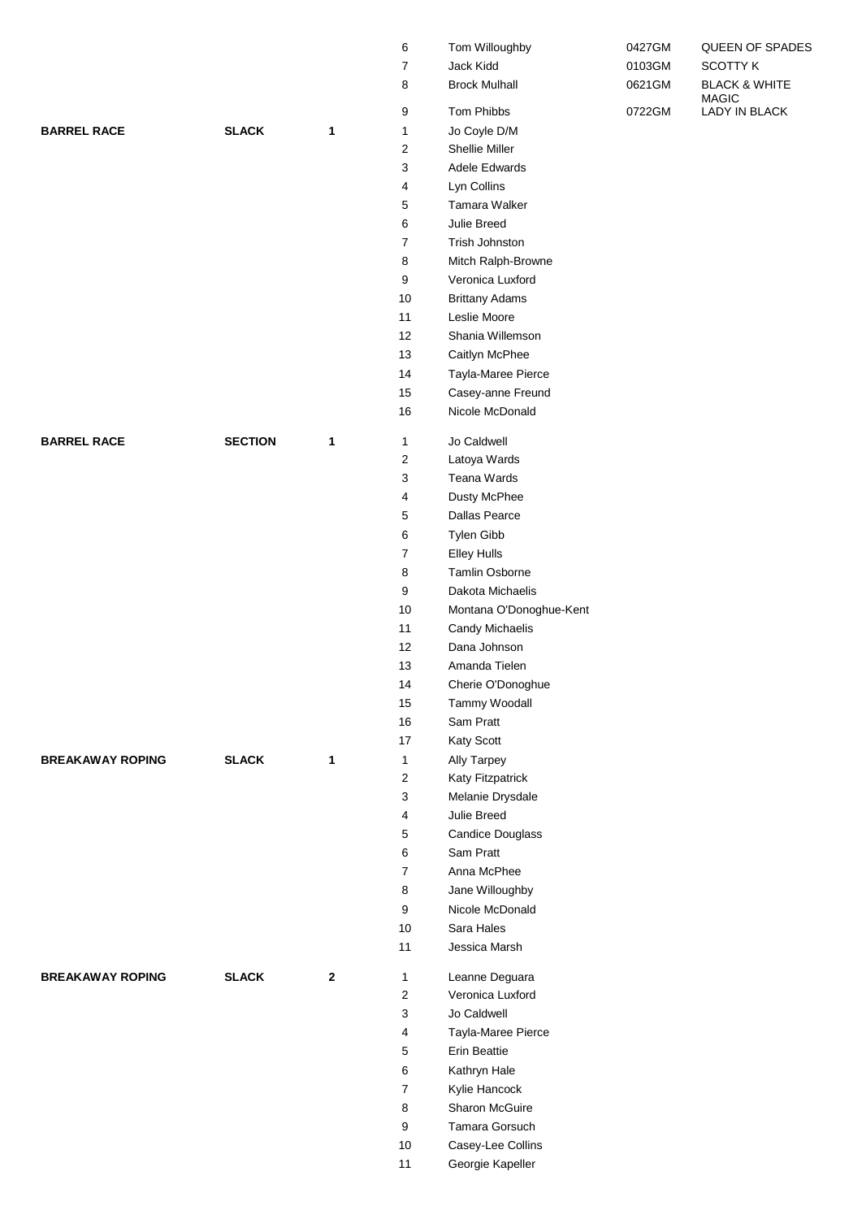| Event | Type | Section | No. | Name | Number | Horse |
|---|---|---|---|---|---|---|
| | | | 6 | Tom Willoughby | 0427GM | QUEEN OF SPADES |
| | | | 7 | Jack Kidd | 0103GM | SCOTTY K |
| | | | 8 | Brock Mulhall | 0621GM | BLACK & WHITE MAGIC |
| | | | 9 | Tom Phibbs | 0722GM | LADY IN BLACK |
| **BARREL RACE** | **SLACK** | **1** | 1 | Jo Coyle D/M | | |
| | | | 2 | Shellie Miller | | |
| | | | 3 | Adele Edwards | | |
| | | | 4 | Lyn Collins | | |
| | | | 5 | Tamara Walker | | |
| | | | 6 | Julie Breed | | |
| | | | 7 | Trish Johnston | | |
| | | | 8 | Mitch Ralph-Browne | | |
| | | | 9 | Veronica Luxford | | |
| | | | 10 | Brittany Adams | | |
| | | | 11 | Leslie Moore | | |
| | | | 12 | Shania Willemson | | |
| | | | 13 | Caitlyn McPhee | | |
| | | | 14 | Tayla-Maree Pierce | | |
| | | | 15 | Casey-anne Freund | | |
| | | | 16 | Nicole McDonald | | |
| **BARREL RACE** | **SECTION** | **1** | 1 | Jo Caldwell | | |
| | | | 2 | Latoya Wards | | |
| | | | 3 | Teana Wards | | |
| | | | 4 | Dusty McPhee | | |
| | | | 5 | Dallas Pearce | | |
| | | | 6 | Tylen Gibb | | |
| | | | 7 | Elley Hulls | | |
| | | | 8 | Tamlin Osborne | | |
| | | | 9 | Dakota Michaelis | | |
| | | | 10 | Montana O'Donoghue-Kent | | |
| | | | 11 | Candy Michaelis | | |
| | | | 12 | Dana Johnson | | |
| | | | 13 | Amanda Tielen | | |
| | | | 14 | Cherie O'Donoghue | | |
| | | | 15 | Tammy Woodall | | |
| | | | 16 | Sam Pratt | | |
| | | | 17 | Katy Scott | | |
| **BREAKAWAY ROPING** | **SLACK** | **1** | 1 | Ally Tarpey | | |
| | | | 2 | Katy Fitzpatrick | | |
| | | | 3 | Melanie Drysdale | | |
| | | | 4 | Julie Breed | | |
| | | | 5 | Candice Douglass | | |
| | | | 6 | Sam Pratt | | |
| | | | 7 | Anna McPhee | | |
| | | | 8 | Jane Willoughby | | |
| | | | 9 | Nicole McDonald | | |
| | | | 10 | Sara Hales | | |
| | | | 11 | Jessica Marsh | | |
| **BREAKAWAY ROPING** | **SLACK** | **2** | 1 | Leanne Deguara | | |
| | | | 2 | Veronica Luxford | | |
| | | | 3 | Jo Caldwell | | |
| | | | 4 | Tayla-Maree Pierce | | |
| | | | 5 | Erin Beattie | | |
| | | | 6 | Kathryn Hale | | |
| | | | 7 | Kylie Hancock | | |
| | | | 8 | Sharon McGuire | | |
| | | | 9 | Tamara Gorsuch | | |
| | | | 10 | Casey-Lee Collins | | |
| | | | 11 | Georgie Kapeller | | |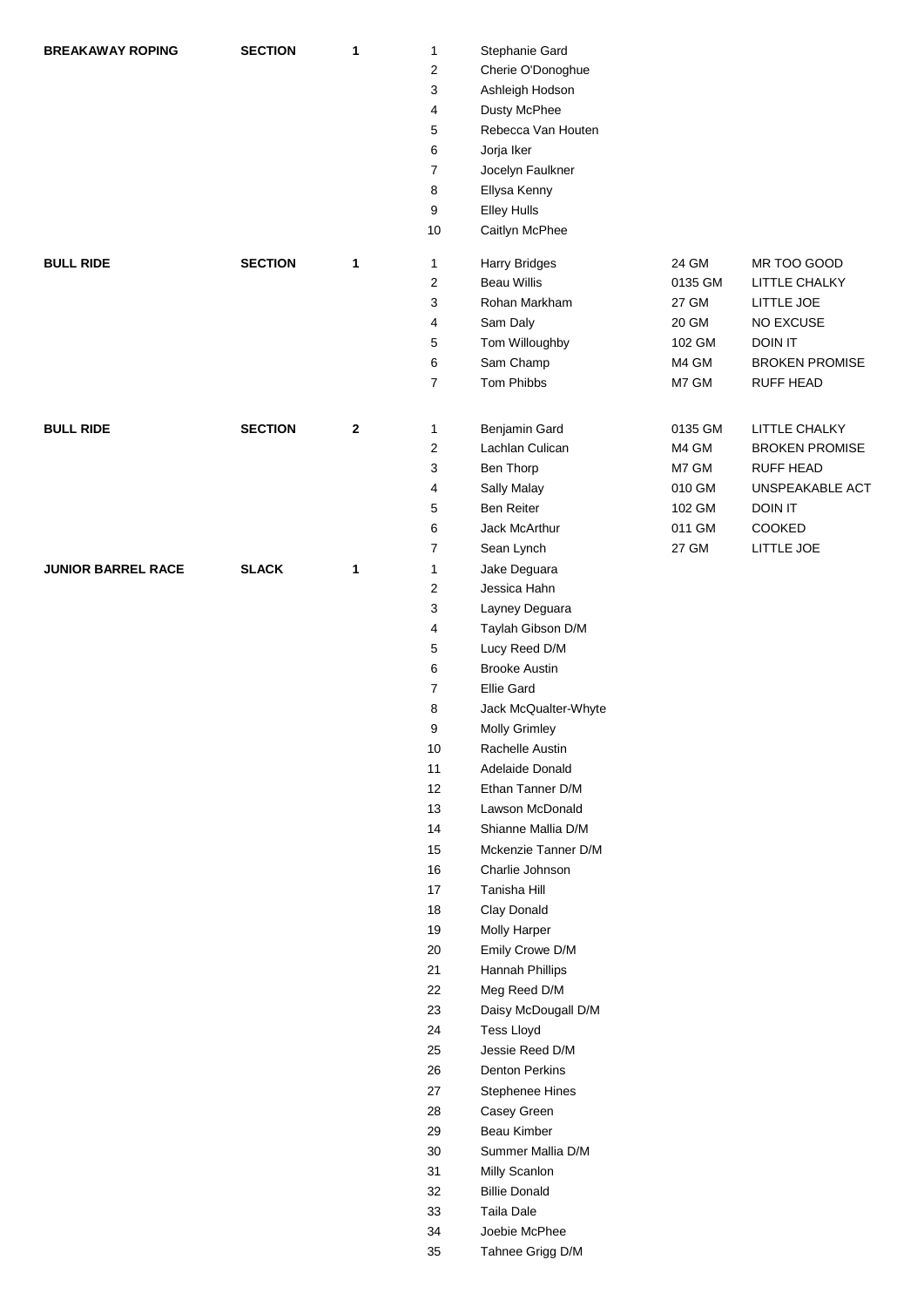| Event | Type | No. | Order | Name | Bull No. | Bull Name |
|---|---|---|---|---|---|---|
| **BREAKAWAY ROPING** | **SECTION** | **1** | 1 | Stephanie Gard | | |
| | | | 2 | Cherie O'Donoghue | | |
| | | | 3 | Ashleigh Hodson | | |
| | | | 4 | Dusty McPhee | | |
| | | | 5 | Rebecca Van Houten | | |
| | | | 6 | Jorja Iker | | |
| | | | 7 | Jocelyn Faulkner | | |
| | | | 8 | Ellysa Kenny | | |
| | | | 9 | Elley Hulls | | |
| | | | 10 | Caitlyn McPhee | | |
| **BULL RIDE** | **SECTION** | **1** | 1 | Harry Bridges | 24 GM | MR TOO GOOD |
| | | | 2 | Beau Willis | 0135 GM | LITTLE CHALKY |
| | | | 3 | Rohan Markham | 27 GM | LITTLE JOE |
| | | | 4 | Sam Daly | 20 GM | NO EXCUSE |
| | | | 5 | Tom Willoughby | 102 GM | DOIN IT |
| | | | 6 | Sam Champ | M4 GM | BROKEN PROMISE |
| | | | 7 | Tom Phibbs | M7 GM | RUFF HEAD |
| **BULL RIDE** | **SECTION** | **2** | 1 | Benjamin Gard | 0135 GM | LITTLE CHALKY |
| | | | 2 | Lachlan Culican | M4 GM | BROKEN PROMISE |
| | | | 3 | Ben Thorp | M7 GM | RUFF HEAD |
| | | | 4 | Sally Malay | 010 GM | UNSPEAKABLE ACT |
| | | | 5 | Ben Reiter | 102 GM | DOIN IT |
| | | | 6 | Jack McArthur | 011 GM | COOKED |
| | | | 7 | Sean Lynch | 27 GM | LITTLE JOE |
| **JUNIOR BARREL RACE** | **SLACK** | **1** | 1 | Jake Deguara | | |
| | | | 2 | Jessica Hahn | | |
| | | | 3 | Layney Deguara | | |
| | | | 4 | Taylah Gibson D/M | | |
| | | | 5 | Lucy Reed D/M | | |
| | | | 6 | Brooke Austin | | |
| | | | 7 | Ellie Gard | | |
| | | | 8 | Jack McQualter-Whyte | | |
| | | | 9 | Molly Grimley | | |
| | | | 10 | Rachelle Austin | | |
| | | | 11 | Adelaide Donald | | |
| | | | 12 | Ethan Tanner D/M | | |
| | | | 13 | Lawson McDonald | | |
| | | | 14 | Shianne Mallia D/M | | |
| | | | 15 | Mckenzie Tanner D/M | | |
| | | | 16 | Charlie Johnson | | |
| | | | 17 | Tanisha Hill | | |
| | | | 18 | Clay Donald | | |
| | | | 19 | Molly Harper | | |
| | | | 20 | Emily Crowe D/M | | |
| | | | 21 | Hannah Phillips | | |
| | | | 22 | Meg Reed D/M | | |
| | | | 23 | Daisy McDougall D/M | | |
| | | | 24 | Tess Lloyd | | |
| | | | 25 | Jessie Reed D/M | | |
| | | | 26 | Denton Perkins | | |
| | | | 27 | Stephenee Hines | | |
| | | | 28 | Casey Green | | |
| | | | 29 | Beau Kimber | | |
| | | | 30 | Summer Mallia D/M | | |
| | | | 31 | Milly Scanlon | | |
| | | | 32 | Billie Donald | | |
| | | | 33 | Taila Dale | | |
| | | | 34 | Joebie McPhee | | |
| | | | 35 | Tahnee Grigg D/M | | |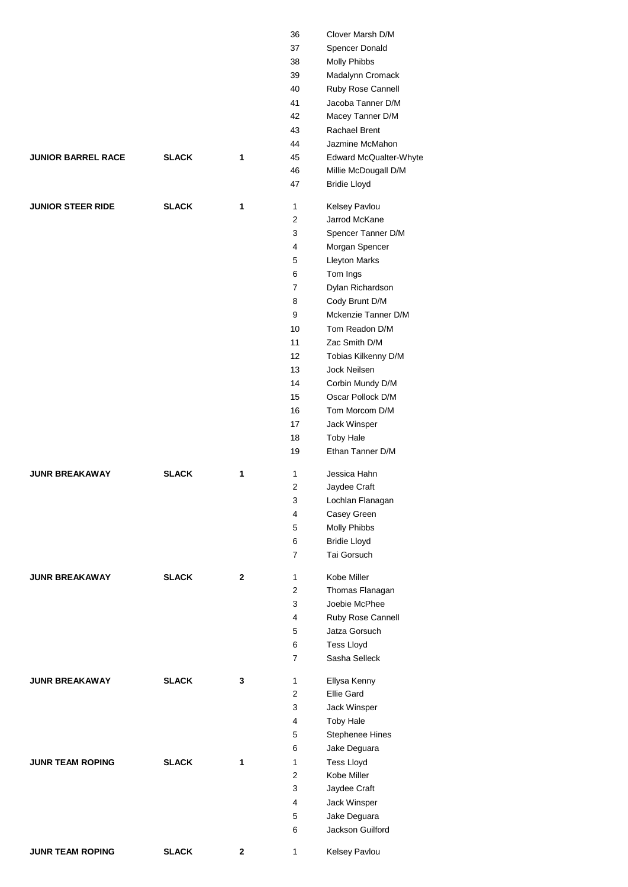| | | | | |
|---|---|---|---|---|
| | | | 36 | Clover Marsh D/M |
| | | | 37 | Spencer Donald |
| | | | 38 | Molly Phibbs |
| | | | 39 | Madalynn Cromack |
| | | | 40 | Ruby Rose Cannell |
| | | | 41 | Jacoba Tanner D/M |
| | | | 42 | Macey Tanner D/M |
| | | | 43 | Rachael Brent |
| | | | 44 | Jazmine McMahon |
| **JUNIOR BARREL RACE** | **SLACK** | **1** | 45 | Edward McQualter-Whyte |
| | | | 46 | Millie McDougall D/M |
| | | | 47 | Bridie Lloyd |
| **JUNIOR STEER RIDE** | **SLACK** | **1** | 1 | Kelsey Pavlou |
| | | | 2 | Jarrod McKane |
| | | | 3 | Spencer Tanner D/M |
| | | | 4 | Morgan Spencer |
| | | | 5 | Lleyton Marks |
| | | | 6 | Tom Ings |
| | | | 7 | Dylan Richardson |
| | | | 8 | Cody Brunt D/M |
| | | | 9 | Mckenzie Tanner D/M |
| | | | 10 | Tom Readon D/M |
| | | | 11 | Zac Smith D/M |
| | | | 12 | Tobias Kilkenny D/M |
| | | | 13 | Jock Neilsen |
| | | | 14 | Corbin Mundy D/M |
| | | | 15 | Oscar Pollock D/M |
| | | | 16 | Tom Morcom D/M |
| | | | 17 | Jack Winsper |
| | | | 18 | Toby Hale |
| | | | 19 | Ethan Tanner D/M |
| **JUNR BREAKAWAY** | **SLACK** | **1** | 1 | Jessica Hahn |
| | | | 2 | Jaydee Craft |
| | | | 3 | Lochlan Flanagan |
| | | | 4 | Casey Green |
| | | | 5 | Molly Phibbs |
| | | | 6 | Bridie Lloyd |
| | | | 7 | Tai Gorsuch |
| **JUNR BREAKAWAY** | **SLACK** | **2** | 1 | Kobe Miller |
| | | | 2 | Thomas Flanagan |
| | | | 3 | Joebie McPhee |
| | | | 4 | Ruby Rose Cannell |
| | | | 5 | Jatza Gorsuch |
| | | | 6 | Tess Lloyd |
| | | | 7 | Sasha Selleck |
| **JUNR BREAKAWAY** | **SLACK** | **3** | 1 | Ellysa Kenny |
| | | | 2 | Ellie Gard |
| | | | 3 | Jack Winsper |
| | | | 4 | Toby Hale |
| | | | 5 | Stephenee Hines |
| | | | 6 | Jake Deguara |
| **JUNR TEAM ROPING** | **SLACK** | **1** | 1 | Tess Lloyd |
| | | | 2 | Kobe Miller |
| | | | 3 | Jaydee Craft |
| | | | 4 | Jack Winsper |
| | | | 5 | Jake Deguara |
| | | | 6 | Jackson Guilford |
| **JUNR TEAM ROPING** | **SLACK** | **2** | 1 | Kelsey Pavlou |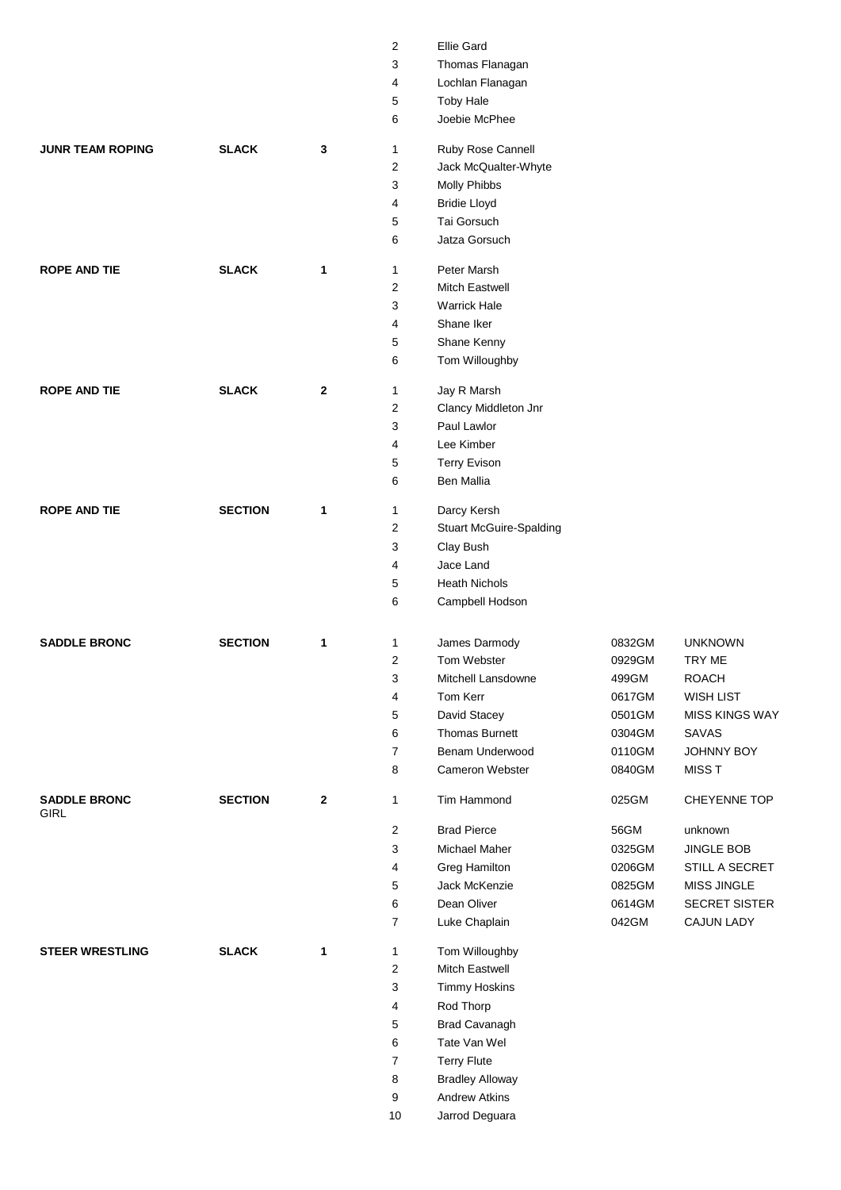| Event | Type | Group | No. | Name | Stock No. | Stock Name |
|---|---|---|---|---|---|---|
| | | | 2 | Ellie Gard | | |
| | | | 3 | Thomas Flanagan | | |
| | | | 4 | Lochlan Flanagan | | |
| | | | 5 | Toby Hale | | |
| | | | 6 | Joebie McPhee | | |
| **JUNR TEAM ROPING** | **SLACK** | **3** | 1 | Ruby Rose Cannell | | |
| | | | 2 | Jack McQualter-Whyte | | |
| | | | 3 | Molly Phibbs | | |
| | | | 4 | Bridie Lloyd | | |
| | | | 5 | Tai Gorsuch | | |
| | | | 6 | Jatza Gorsuch | | |
| **ROPE AND TIE** | **SLACK** | **1** | 1 | Peter Marsh | | |
| | | | 2 | Mitch Eastwell | | |
| | | | 3 | Warrick Hale | | |
| | | | 4 | Shane Iker | | |
| | | | 5 | Shane Kenny | | |
| | | | 6 | Tom Willoughby | | |
| **ROPE AND TIE** | **SLACK** | **2** | 1 | Jay R Marsh | | |
| | | | 2 | Clancy Middleton Jnr | | |
| | | | 3 | Paul Lawlor | | |
| | | | 4 | Lee Kimber | | |
| | | | 5 | Terry Evison | | |
| | | | 6 | Ben Mallia | | |
| **ROPE AND TIE** | **SECTION** | **1** | 1 | Darcy Kersh | | |
| | | | 2 | Stuart McGuire-Spalding | | |
| | | | 3 | Clay Bush | | |
| | | | 4 | Jace Land | | |
| | | | 5 | Heath Nichols | | |
| | | | 6 | Campbell Hodson | | |
| **SADDLE BRONC** | **SECTION** | **1** | 1 | James Darmody | 0832GM | UNKNOWN |
| | | | 2 | Tom Webster | 0929GM | TRY ME |
| | | | 3 | Mitchell Lansdowne | 499GM | ROACH |
| | | | 4 | Tom Kerr | 0617GM | WISH LIST |
| | | | 5 | David Stacey | 0501GM | MISS KINGS WAY |
| | | | 6 | Thomas Burnett | 0304GM | SAVAS |
| | | | 7 | Benam Underwood | 0110GM | JOHNNY BOY |
| | | | 8 | Cameron Webster | 0840GM | MISS T |
| **SADDLE BRONC** GIRL | **SECTION** | **2** | 1 | Tim Hammond | 025GM | CHEYENNE TOP |
| | | | 2 | Brad Pierce | 56GM | unknown |
| | | | 3 | Michael Maher | 0325GM | JINGLE BOB |
| | | | 4 | Greg Hamilton | 0206GM | STILL A SECRET |
| | | | 5 | Jack McKenzie | 0825GM | MISS JINGLE |
| | | | 6 | Dean Oliver | 0614GM | SECRET SISTER |
| | | | 7 | Luke Chaplain | 042GM | CAJUN LADY |
| **STEER WRESTLING** | **SLACK** | **1** | 1 | Tom Willoughby | | |
| | | | 2 | Mitch Eastwell | | |
| | | | 3 | Timmy Hoskins | | |
| | | | 4 | Rod Thorp | | |
| | | | 5 | Brad Cavanagh | | |
| | | | 6 | Tate Van Wel | | |
| | | | 7 | Terry Flute | | |
| | | | 8 | Bradley Alloway | | |
| | | | 9 | Andrew Atkins | | |
| | | | 10 | Jarrod Deguara | | |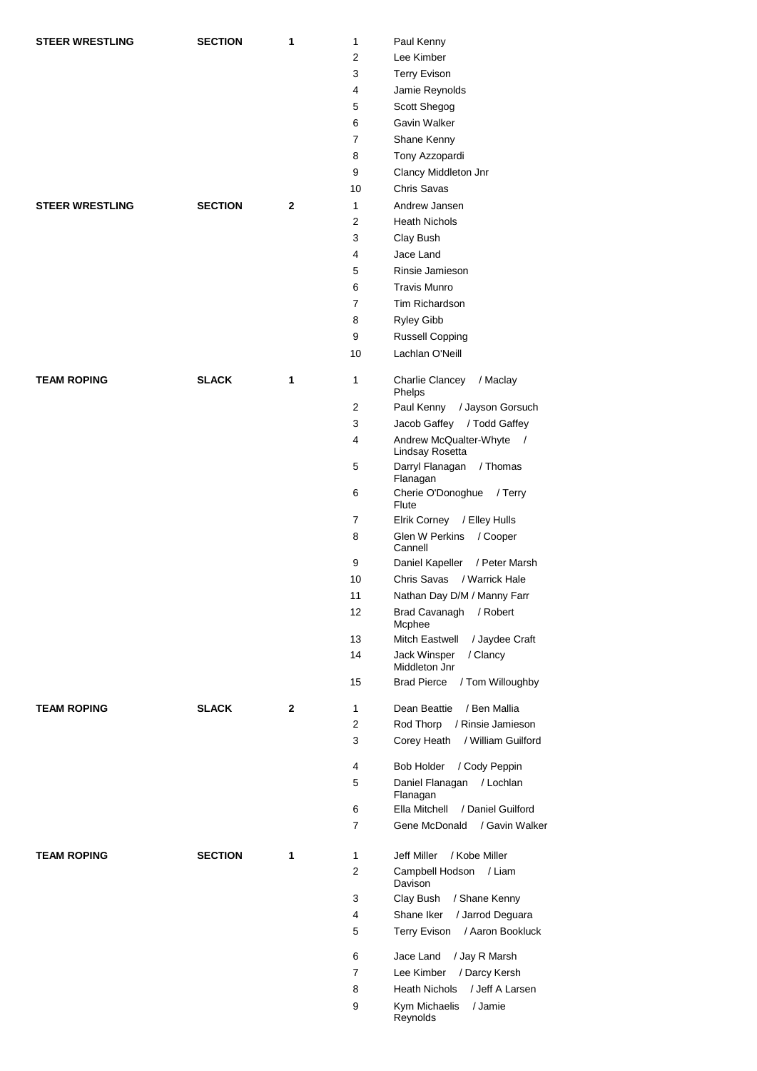| Event | Type | Group | No. | Name |
|---|---|---|---|---|
| **STEER WRESTLING** | **SECTION** | **1** | 1 | Paul Kenny |
| | | | 2 | Lee Kimber |
| | | | 3 | Terry Evison |
| | | | 4 | Jamie Reynolds |
| | | | 5 | Scott Shegog |
| | | | 6 | Gavin Walker |
| | | | 7 | Shane Kenny |
| | | | 8 | Tony Azzopardi |
| | | | 9 | Clancy Middleton Jnr |
| | | | 10 | Chris Savas |
| **STEER WRESTLING** | **SECTION** | **2** | 1 | Andrew Jansen |
| | | | 2 | Heath Nichols |
| | | | 3 | Clay Bush |
| | | | 4 | Jace Land |
| | | | 5 | Rinsie Jamieson |
| | | | 6 | Travis Munro |
| | | | 7 | Tim Richardson |
| | | | 8 | Ryley Gibb |
| | | | 9 | Russell Copping |
| | | | 10 | Lachlan O'Neill |
| **TEAM ROPING** | **SLACK** | **1** | 1 | Charlie Clancey / Maclay Phelps |
| | | | 2 | Paul Kenny / Jayson Gorsuch |
| | | | 3 | Jacob Gaffey / Todd Gaffey |
| | | | 4 | Andrew McQualter-Whyte / Lindsay Rosetta |
| | | | 5 | Darryl Flanagan / Thomas Flanagan |
| | | | 6 | Cherie O'Donoghue / Terry Flute |
| | | | 7 | Elrik Corney / Elley Hulls |
| | | | 8 | Glen W Perkins / Cooper Cannell |
| | | | 9 | Daniel Kapeller / Peter Marsh |
| | | | 10 | Chris Savas / Warrick Hale |
| | | | 11 | Nathan Day D/M / Manny Farr |
| | | | 12 | Brad Cavanagh / Robert Mcphee |
| | | | 13 | Mitch Eastwell / Jaydee Craft |
| | | | 14 | Jack Winsper / Clancy Middleton Jnr |
| | | | 15 | Brad Pierce / Tom Willoughby |
| **TEAM ROPING** | **SLACK** | **2** | 1 | Dean Beattie / Ben Mallia |
| | | | 2 | Rod Thorp / Rinsie Jamieson |
| | | | 3 | Corey Heath / William Guilford |
| | | | 4 | Bob Holder / Cody Peppin |
| | | | 5 | Daniel Flanagan / Lochlan Flanagan |
| | | | 6 | Ella Mitchell / Daniel Guilford |
| | | | 7 | Gene McDonald / Gavin Walker |
| **TEAM ROPING** | **SECTION** | **1** | 1 | Jeff Miller / Kobe Miller |
| | | | 2 | Campbell Hodson / Liam Davison |
| | | | 3 | Clay Bush / Shane Kenny |
| | | | 4 | Shane Iker / Jarrod Deguara |
| | | | 5 | Terry Evison / Aaron Bookluck |
| | | | 6 | Jace Land / Jay R Marsh |
| | | | 7 | Lee Kimber / Darcy Kersh |
| | | | 8 | Heath Nichols / Jeff A Larsen |
| | | | 9 | Kym Michaelis / Jamie Reynolds |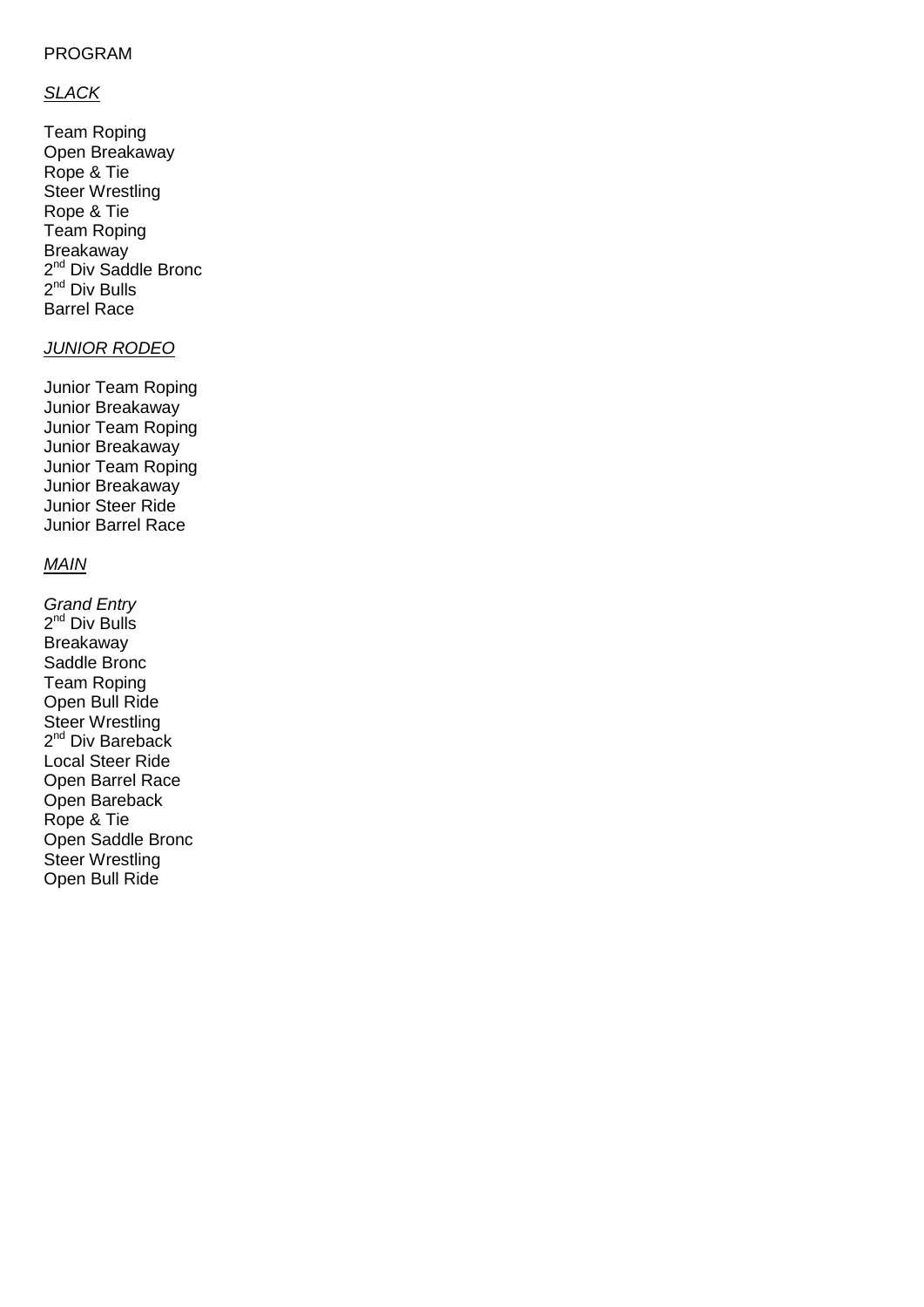PROGRAM

*SLACK*

Team Roping
Open Breakaway
Rope & Tie
Steer Wrestling
Rope & Tie
Team Roping
Breakaway
2nd Div Saddle Bronc
2nd Div Bulls
Barrel Race

*JUNIOR RODEO*

Junior Team Roping
Junior Breakaway
Junior Team Roping
Junior Breakaway
Junior Team Roping
Junior Breakaway
Junior Steer Ride
Junior Barrel Race

*MAIN*

*Grand Entry*
2nd Div Bulls
Breakaway
Saddle Bronc
Team Roping
Open Bull Ride
Steer Wrestling
2nd Div Bareback
Local Steer Ride
Open Barrel Race
Open Bareback
Rope & Tie
Open Saddle Bronc
Steer Wrestling
Open Bull Ride